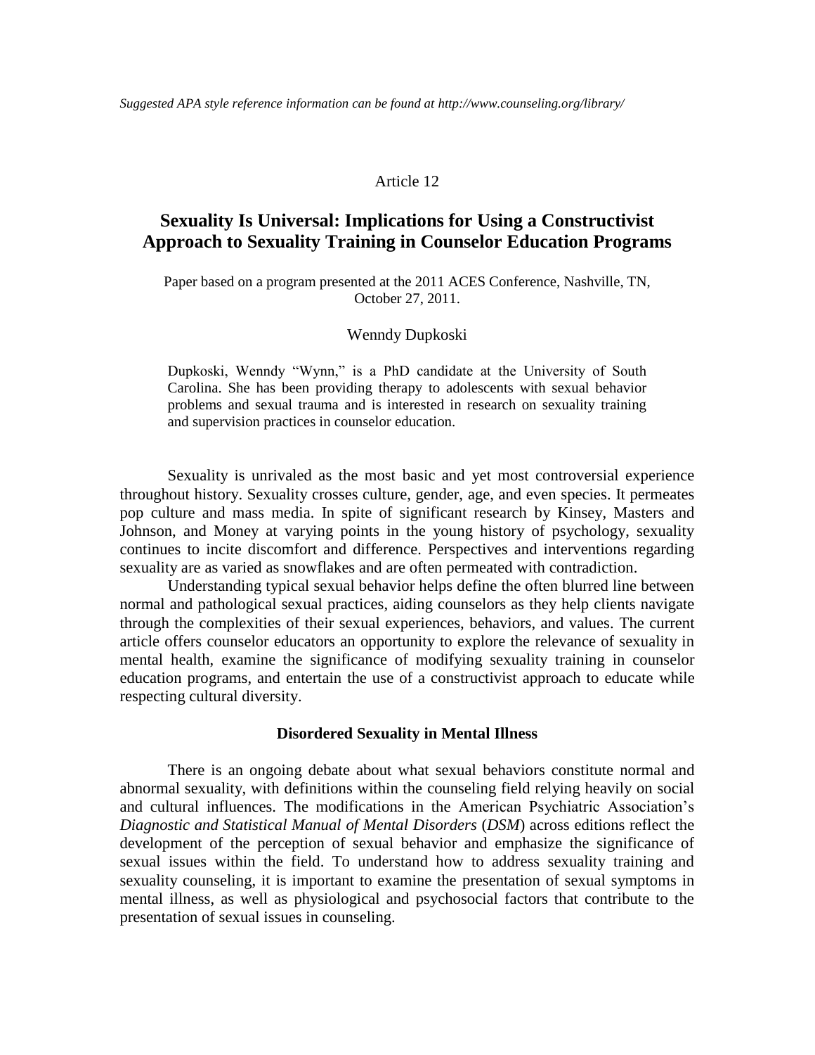*Suggested APA style reference information can be found at http://www.counseling.org/library/*

Article 12

# Sexuality Is Universal: Implications for Using a Constructivist Approach to Sexuality Training in Counselor Education Programs

Paper based on a program presented at the 2011 ACES Conference, Nashville, TN, October 27, 2011.

Wenndy Dupkoski

Dupkoski, Wenndy "Wynn," is a PhD candidate at the University of South Carolina. She has been providing therapy to adolescents with sexual behavior problems and sexual trauma and is interested in research on sexuality training and supervision practices in counselor education.

Sexuality is unrivaled as the most basic and yet most controversial experience throughout history. Sexuality crosses culture, gender, age, and even species. It permeates pop culture and mass media. In spite of significant research by Kinsey, Masters and Johnson, and Money at varying points in the young history of psychology, sexuality continues to incite discomfort and difference. Perspectives and interventions regarding sexuality are as varied as snowflakes and are often permeated with contradiction.

Understanding typical sexual behavior helps define the often blurred line between normal and pathological sexual practices, aiding counselors as they help clients navigate through the complexities of their sexual experiences, behaviors, and values. The current article offers counselor educators an opportunity to explore the relevance of sexuality in mental health, examine the significance of modifying sexuality training in counselor education programs, and entertain the use of a constructivist approach to educate while respecting cultural diversity.

## Disordered Sexuality in Mental Illness

There is an ongoing debate about what sexual behaviors constitute normal and abnormal sexuality, with definitions within the counseling field relying heavily on social and cultural influences. The modifications in the American Psychiatric Association's *Diagnostic and Statistical Manual of Mental Disorders* (*DSM*) across editions reflect the development of the perception of sexual behavior and emphasize the significance of sexual issues within the field. To understand how to address sexuality training and sexuality counseling, it is important to examine the presentation of sexual symptoms in mental illness, as well as physiological and psychosocial factors that contribute to the presentation of sexual issues in counseling.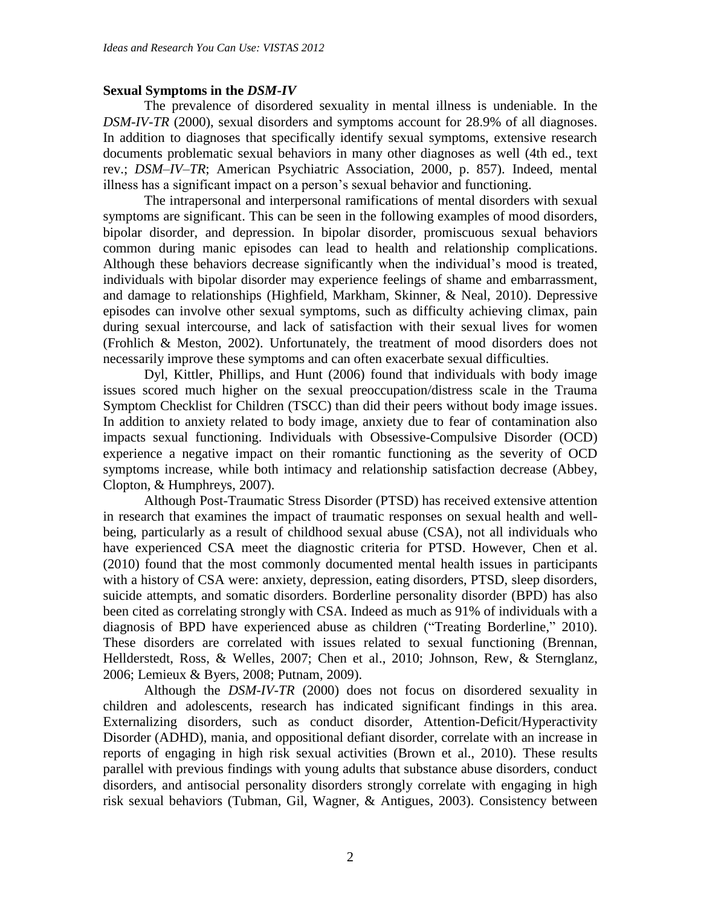### Sexual Symptoms in the *DSM-IV*

The prevalence of disordered sexuality in mental illness is undeniable. In the *DSM-IV-TR* (2000), sexual disorders and symptoms account for 28.9% of all diagnoses. In addition to diagnoses that specifically identify sexual symptoms, extensive research documents problematic sexual behaviors in many other diagnoses as well (4th ed., text rev.; *DSM–IV–TR*; American Psychiatric Association, 2000, p. 857). Indeed, mental illness has a significant impact on a person's sexual behavior and functioning.

The intrapersonal and interpersonal ramifications of mental disorders with sexual symptoms are significant. This can be seen in the following examples of mood disorders, bipolar disorder, and depression. In bipolar disorder, promiscuous sexual behaviors common during manic episodes can lead to health and relationship complications. Although these behaviors decrease significantly when the individual's mood is treated, individuals with bipolar disorder may experience feelings of shame and embarrassment, and damage to relationships (Highfield, Markham, Skinner, & Neal, 2010). Depressive episodes can involve other sexual symptoms, such as difficulty achieving climax, pain during sexual intercourse, and lack of satisfaction with their sexual lives for women (Frohlich & Meston, 2002). Unfortunately, the treatment of mood disorders does not necessarily improve these symptoms and can often exacerbate sexual difficulties.

Dyl, Kittler, Phillips, and Hunt (2006) found that individuals with body image issues scored much higher on the sexual preoccupation/distress scale in the Trauma Symptom Checklist for Children (TSCC) than did their peers without body image issues. In addition to anxiety related to body image, anxiety due to fear of contamination also impacts sexual functioning. Individuals with Obsessive-Compulsive Disorder (OCD) experience a negative impact on their romantic functioning as the severity of OCD symptoms increase, while both intimacy and relationship satisfaction decrease (Abbey, Clopton, & Humphreys, 2007).

Although Post-Traumatic Stress Disorder (PTSD) has received extensive attention in research that examines the impact of traumatic responses on sexual health and well-being, particularly as a result of childhood sexual abuse (CSA), not all individuals who have experienced CSA meet the diagnostic criteria for PTSD. However, Chen et al. (2010) found that the most commonly documented mental health issues in participants with a history of CSA were: anxiety, depression, eating disorders, PTSD, sleep disorders, suicide attempts, and somatic disorders. Borderline personality disorder (BPD) has also been cited as correlating strongly with CSA. Indeed as much as 91% of individuals with a diagnosis of BPD have experienced abuse as children ("Treating Borderline," 2010). These disorders are correlated with issues related to sexual functioning (Brennan, Hellderstedt, Ross, & Welles, 2007; Chen et al., 2010; Johnson, Rew, & Sternglanz, 2006; Lemieux & Byers, 2008; Putnam, 2009).

Although the *DSM-IV-TR* (2000) does not focus on disordered sexuality in children and adolescents, research has indicated significant findings in this area. Externalizing disorders, such as conduct disorder, Attention-Deficit/Hyperactivity Disorder (ADHD), mania, and oppositional defiant disorder, correlate with an increase in reports of engaging in high risk sexual activities (Brown et al., 2010). These results parallel with previous findings with young adults that substance abuse disorders, conduct disorders, and antisocial personality disorders strongly correlate with engaging in high risk sexual behaviors (Tubman, Gil, Wagner, & Antigues, 2003). Consistency between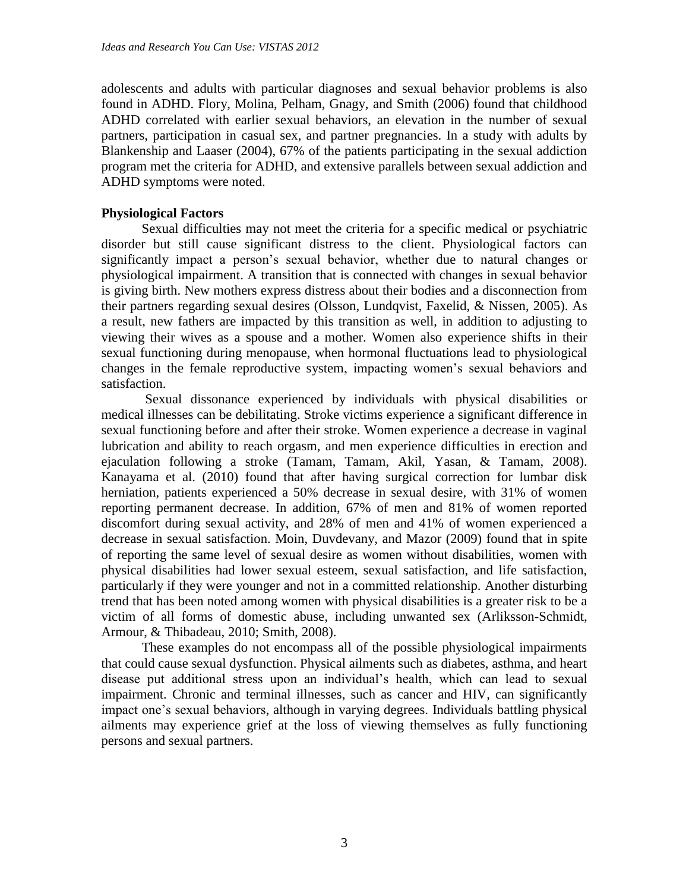adolescents and adults with particular diagnoses and sexual behavior problems is also found in ADHD. Flory, Molina, Pelham, Gnagy, and Smith (2006) found that childhood ADHD correlated with earlier sexual behaviors, an elevation in the number of sexual partners, participation in casual sex, and partner pregnancies. In a study with adults by Blankenship and Laaser (2004), 67% of the patients participating in the sexual addiction program met the criteria for ADHD, and extensive parallels between sexual addiction and ADHD symptoms were noted.

**Physiological Factors**

Sexual difficulties may not meet the criteria for a specific medical or psychiatric disorder but still cause significant distress to the client. Physiological factors can significantly impact a person's sexual behavior, whether due to natural changes or physiological impairment. A transition that is connected with changes in sexual behavior is giving birth. New mothers express distress about their bodies and a disconnection from their partners regarding sexual desires (Olsson, Lundqvist, Faxelid, & Nissen, 2005). As a result, new fathers are impacted by this transition as well, in addition to adjusting to viewing their wives as a spouse and a mother. Women also experience shifts in their sexual functioning during menopause, when hormonal fluctuations lead to physiological changes in the female reproductive system, impacting women's sexual behaviors and satisfaction.

Sexual dissonance experienced by individuals with physical disabilities or medical illnesses can be debilitating. Stroke victims experience a significant difference in sexual functioning before and after their stroke. Women experience a decrease in vaginal lubrication and ability to reach orgasm, and men experience difficulties in erection and ejaculation following a stroke (Tamam, Tamam, Akil, Yasan, & Tamam, 2008). Kanayama et al. (2010) found that after having surgical correction for lumbar disk herniation, patients experienced a 50% decrease in sexual desire, with 31% of women reporting permanent decrease. In addition, 67% of men and 81% of women reported discomfort during sexual activity, and 28% of men and 41% of women experienced a decrease in sexual satisfaction. Moin, Duvdevany, and Mazor (2009) found that in spite of reporting the same level of sexual desire as women without disabilities, women with physical disabilities had lower sexual esteem, sexual satisfaction, and life satisfaction, particularly if they were younger and not in a committed relationship. Another disturbing trend that has been noted among women with physical disabilities is a greater risk to be a victim of all forms of domestic abuse, including unwanted sex (Arliksson-Schmidt, Armour, & Thibadeau, 2010; Smith, 2008).

These examples do not encompass all of the possible physiological impairments that could cause sexual dysfunction. Physical ailments such as diabetes, asthma, and heart disease put additional stress upon an individual's health, which can lead to sexual impairment. Chronic and terminal illnesses, such as cancer and HIV, can significantly impact one's sexual behaviors, although in varying degrees. Individuals battling physical ailments may experience grief at the loss of viewing themselves as fully functioning persons and sexual partners.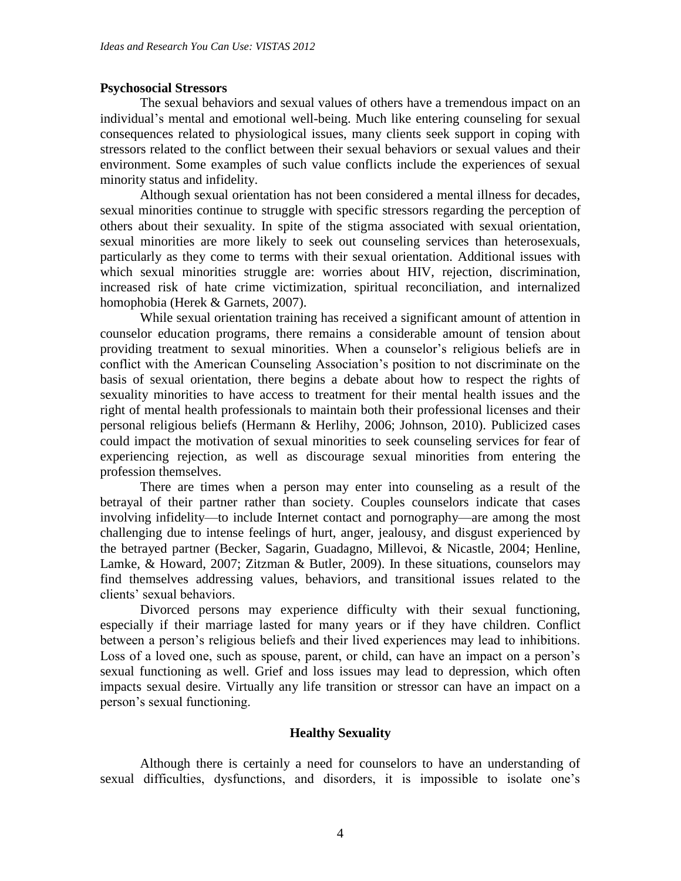**Psychosocial Stressors**

The sexual behaviors and sexual values of others have a tremendous impact on an individual's mental and emotional well-being. Much like entering counseling for sexual consequences related to physiological issues, many clients seek support in coping with stressors related to the conflict between their sexual behaviors or sexual values and their environment. Some examples of such value conflicts include the experiences of sexual minority status and infidelity.

Although sexual orientation has not been considered a mental illness for decades, sexual minorities continue to struggle with specific stressors regarding the perception of others about their sexuality. In spite of the stigma associated with sexual orientation, sexual minorities are more likely to seek out counseling services than heterosexuals, particularly as they come to terms with their sexual orientation. Additional issues with which sexual minorities struggle are: worries about HIV, rejection, discrimination, increased risk of hate crime victimization, spiritual reconciliation, and internalized homophobia (Herek & Garnets, 2007).

While sexual orientation training has received a significant amount of attention in counselor education programs, there remains a considerable amount of tension about providing treatment to sexual minorities. When a counselor's religious beliefs are in conflict with the American Counseling Association's position to not discriminate on the basis of sexual orientation, there begins a debate about how to respect the rights of sexuality minorities to have access to treatment for their mental health issues and the right of mental health professionals to maintain both their professional licenses and their personal religious beliefs (Hermann & Herlihy, 2006; Johnson, 2010). Publicized cases could impact the motivation of sexual minorities to seek counseling services for fear of experiencing rejection, as well as discourage sexual minorities from entering the profession themselves.

There are times when a person may enter into counseling as a result of the betrayal of their partner rather than society. Couples counselors indicate that cases involving infidelity—to include Internet contact and pornography—are among the most challenging due to intense feelings of hurt, anger, jealousy, and disgust experienced by the betrayed partner (Becker, Sagarin, Guadagno, Millevoi, & Nicastle, 2004; Henline, Lamke, & Howard, 2007; Zitzman & Butler, 2009). In these situations, counselors may find themselves addressing values, behaviors, and transitional issues related to the clients' sexual behaviors.

Divorced persons may experience difficulty with their sexual functioning, especially if their marriage lasted for many years or if they have children. Conflict between a person's religious beliefs and their lived experiences may lead to inhibitions. Loss of a loved one, such as spouse, parent, or child, can have an impact on a person's sexual functioning as well. Grief and loss issues may lead to depression, which often impacts sexual desire. Virtually any life transition or stressor can have an impact on a person's sexual functioning.

## Healthy Sexuality

Although there is certainly a need for counselors to have an understanding of sexual difficulties, dysfunctions, and disorders, it is impossible to isolate one's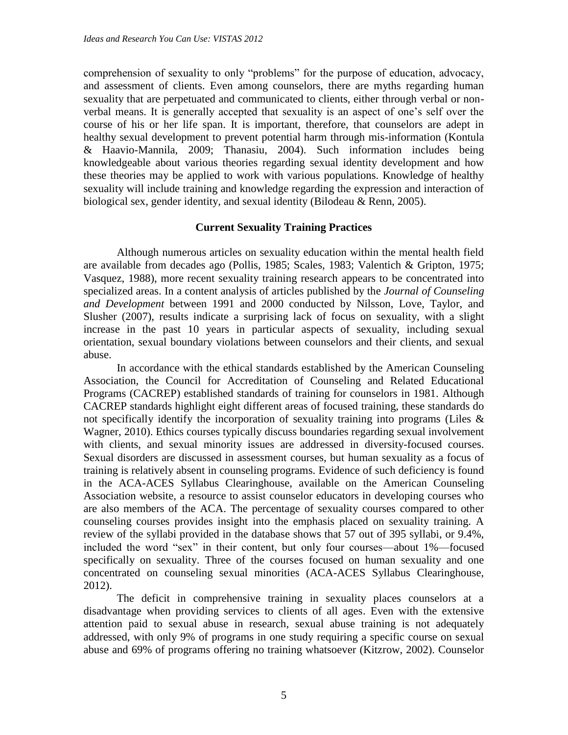comprehension of sexuality to only "problems" for the purpose of education, advocacy, and assessment of clients. Even among counselors, there are myths regarding human sexuality that are perpetuated and communicated to clients, either through verbal or non-verbal means. It is generally accepted that sexuality is an aspect of one's self over the course of his or her life span. It is important, therefore, that counselors are adept in healthy sexual development to prevent potential harm through mis-information (Kontula & Haavio-Mannila, 2009; Thanasiu, 2004). Such information includes being knowledgeable about various theories regarding sexual identity development and how these theories may be applied to work with various populations. Knowledge of healthy sexuality will include training and knowledge regarding the expression and interaction of biological sex, gender identity, and sexual identity (Bilodeau & Renn, 2005).

## Current Sexuality Training Practices

Although numerous articles on sexuality education within the mental health field are available from decades ago (Pollis, 1985; Scales, 1983; Valentich & Gripton, 1975; Vasquez, 1988), more recent sexuality training research appears to be concentrated into specialized areas. In a content analysis of articles published by the *Journal of Counseling and Development* between 1991 and 2000 conducted by Nilsson, Love, Taylor, and Slusher (2007), results indicate a surprising lack of focus on sexuality, with a slight increase in the past 10 years in particular aspects of sexuality, including sexual orientation, sexual boundary violations between counselors and their clients, and sexual abuse.

In accordance with the ethical standards established by the American Counseling Association, the Council for Accreditation of Counseling and Related Educational Programs (CACREP) established standards of training for counselors in 1981. Although CACREP standards highlight eight different areas of focused training, these standards do not specifically identify the incorporation of sexuality training into programs (Liles & Wagner, 2010). Ethics courses typically discuss boundaries regarding sexual involvement with clients, and sexual minority issues are addressed in diversity-focused courses. Sexual disorders are discussed in assessment courses, but human sexuality as a focus of training is relatively absent in counseling programs. Evidence of such deficiency is found in the ACA-ACES Syllabus Clearinghouse, available on the American Counseling Association website, a resource to assist counselor educators in developing courses who are also members of the ACA. The percentage of sexuality courses compared to other counseling courses provides insight into the emphasis placed on sexuality training. A review of the syllabi provided in the database shows that 57 out of 395 syllabi, or 9.4%, included the word "sex" in their content, but only four courses—about 1%—focused specifically on sexuality. Three of the courses focused on human sexuality and one concentrated on counseling sexual minorities (ACA-ACES Syllabus Clearinghouse, 2012).

The deficit in comprehensive training in sexuality places counselors at a disadvantage when providing services to clients of all ages. Even with the extensive attention paid to sexual abuse in research, sexual abuse training is not adequately addressed, with only 9% of programs in one study requiring a specific course on sexual abuse and 69% of programs offering no training whatsoever (Kitzrow, 2002). Counselor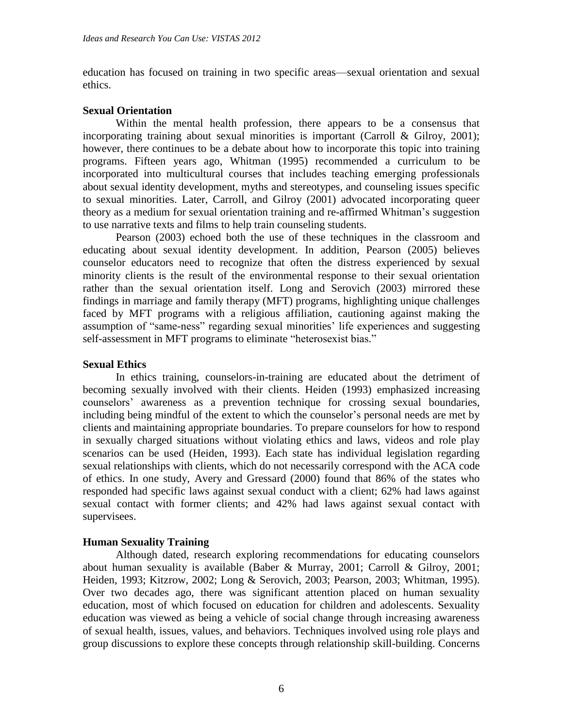education has focused on training in two specific areas—sexual orientation and sexual ethics.

### Sexual Orientation

Within the mental health profession, there appears to be a consensus that incorporating training about sexual minorities is important (Carroll & Gilroy, 2001); however, there continues to be a debate about how to incorporate this topic into training programs. Fifteen years ago, Whitman (1995) recommended a curriculum to be incorporated into multicultural courses that includes teaching emerging professionals about sexual identity development, myths and stereotypes, and counseling issues specific to sexual minorities. Later, Carroll, and Gilroy (2001) advocated incorporating queer theory as a medium for sexual orientation training and re-affirmed Whitman's suggestion to use narrative texts and films to help train counseling students.

Pearson (2003) echoed both the use of these techniques in the classroom and educating about sexual identity development. In addition, Pearson (2005) believes counselor educators need to recognize that often the distress experienced by sexual minority clients is the result of the environmental response to their sexual orientation rather than the sexual orientation itself. Long and Serovich (2003) mirrored these findings in marriage and family therapy (MFT) programs, highlighting unique challenges faced by MFT programs with a religious affiliation, cautioning against making the assumption of "same-ness" regarding sexual minorities' life experiences and suggesting self-assessment in MFT programs to eliminate "heterosexist bias."

### Sexual Ethics

In ethics training, counselors-in-training are educated about the detriment of becoming sexually involved with their clients. Heiden (1993) emphasized increasing counselors' awareness as a prevention technique for crossing sexual boundaries, including being mindful of the extent to which the counselor's personal needs are met by clients and maintaining appropriate boundaries. To prepare counselors for how to respond in sexually charged situations without violating ethics and laws, videos and role play scenarios can be used (Heiden, 1993). Each state has individual legislation regarding sexual relationships with clients, which do not necessarily correspond with the ACA code of ethics. In one study, Avery and Gressard (2000) found that 86% of the states who responded had specific laws against sexual conduct with a client; 62% had laws against sexual contact with former clients; and 42% had laws against sexual contact with supervisees.

### Human Sexuality Training

Although dated, research exploring recommendations for educating counselors about human sexuality is available (Baber & Murray, 2001; Carroll & Gilroy, 2001; Heiden, 1993; Kitzrow, 2002; Long & Serovich, 2003; Pearson, 2003; Whitman, 1995). Over two decades ago, there was significant attention placed on human sexuality education, most of which focused on education for children and adolescents. Sexuality education was viewed as being a vehicle of social change through increasing awareness of sexual health, issues, values, and behaviors. Techniques involved using role plays and group discussions to explore these concepts through relationship skill-building. Concerns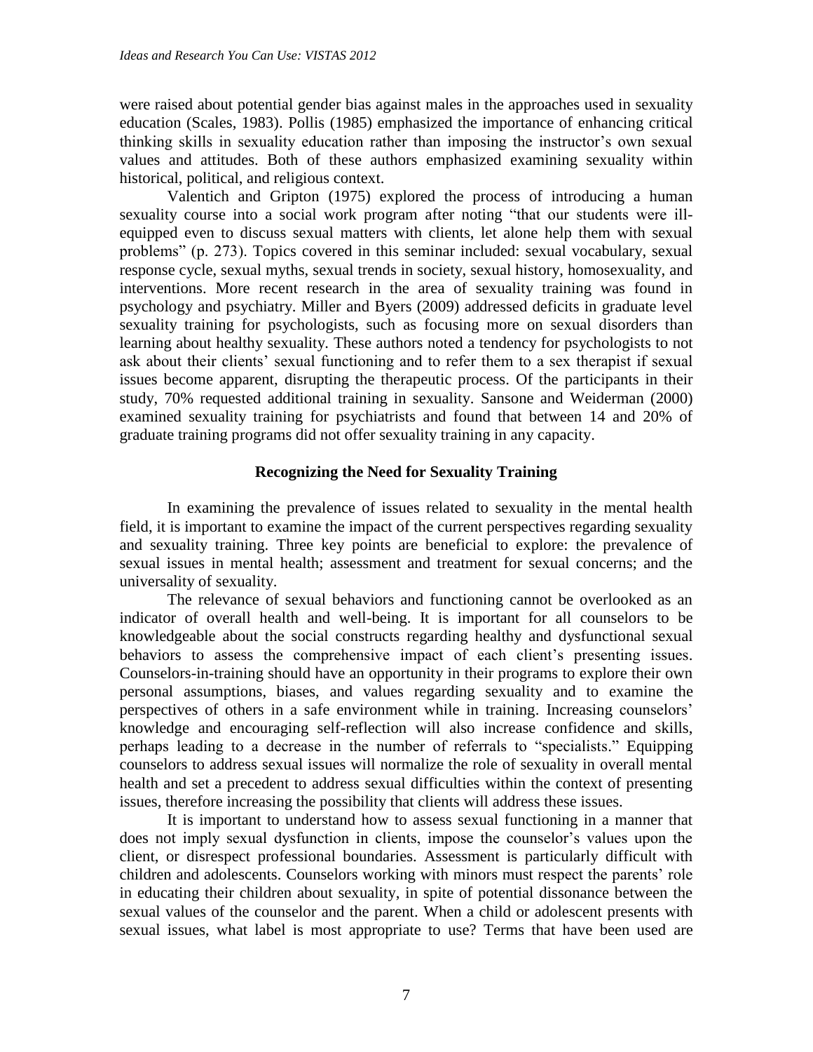were raised about potential gender bias against males in the approaches used in sexuality education (Scales, 1983). Pollis (1985) emphasized the importance of enhancing critical thinking skills in sexuality education rather than imposing the instructor's own sexual values and attitudes. Both of these authors emphasized examining sexuality within historical, political, and religious context.

Valentich and Gripton (1975) explored the process of introducing a human sexuality course into a social work program after noting "that our students were ill-equipped even to discuss sexual matters with clients, let alone help them with sexual problems" (p. 273). Topics covered in this seminar included: sexual vocabulary, sexual response cycle, sexual myths, sexual trends in society, sexual history, homosexuality, and interventions. More recent research in the area of sexuality training was found in psychology and psychiatry. Miller and Byers (2009) addressed deficits in graduate level sexuality training for psychologists, such as focusing more on sexual disorders than learning about healthy sexuality. These authors noted a tendency for psychologists to not ask about their clients' sexual functioning and to refer them to a sex therapist if sexual issues become apparent, disrupting the therapeutic process. Of the participants in their study, 70% requested additional training in sexuality. Sansone and Weiderman (2000) examined sexuality training for psychiatrists and found that between 14 and 20% of graduate training programs did not offer sexuality training in any capacity.

## Recognizing the Need for Sexuality Training

In examining the prevalence of issues related to sexuality in the mental health field, it is important to examine the impact of the current perspectives regarding sexuality and sexuality training. Three key points are beneficial to explore: the prevalence of sexual issues in mental health; assessment and treatment for sexual concerns; and the universality of sexuality.

The relevance of sexual behaviors and functioning cannot be overlooked as an indicator of overall health and well-being. It is important for all counselors to be knowledgeable about the social constructs regarding healthy and dysfunctional sexual behaviors to assess the comprehensive impact of each client's presenting issues. Counselors-in-training should have an opportunity in their programs to explore their own personal assumptions, biases, and values regarding sexuality and to examine the perspectives of others in a safe environment while in training. Increasing counselors' knowledge and encouraging self-reflection will also increase confidence and skills, perhaps leading to a decrease in the number of referrals to "specialists." Equipping counselors to address sexual issues will normalize the role of sexuality in overall mental health and set a precedent to address sexual difficulties within the context of presenting issues, therefore increasing the possibility that clients will address these issues.

It is important to understand how to assess sexual functioning in a manner that does not imply sexual dysfunction in clients, impose the counselor's values upon the client, or disrespect professional boundaries. Assessment is particularly difficult with children and adolescents. Counselors working with minors must respect the parents' role in educating their children about sexuality, in spite of potential dissonance between the sexual values of the counselor and the parent. When a child or adolescent presents with sexual issues, what label is most appropriate to use? Terms that have been used are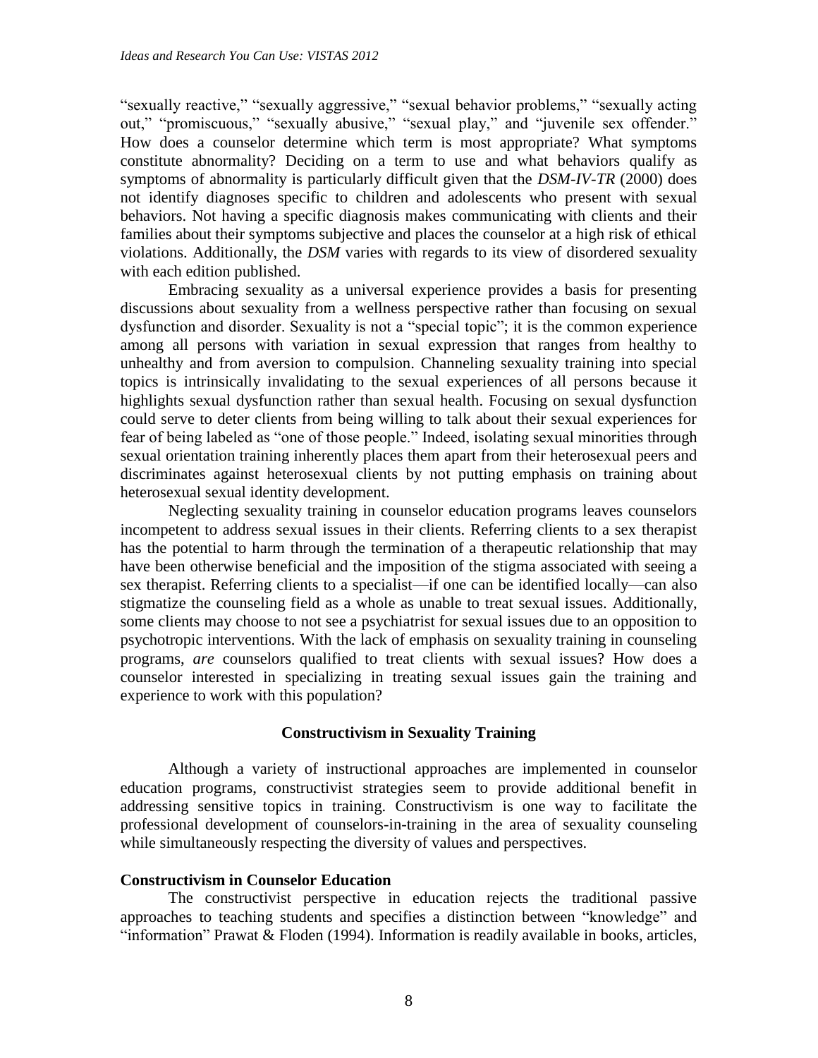"sexually reactive," "sexually aggressive," "sexual behavior problems," "sexually acting out," "promiscuous," "sexually abusive," "sexual play," and "juvenile sex offender." How does a counselor determine which term is most appropriate? What symptoms constitute abnormality? Deciding on a term to use and what behaviors qualify as symptoms of abnormality is particularly difficult given that the *DSM-IV-TR* (2000) does not identify diagnoses specific to children and adolescents who present with sexual behaviors. Not having a specific diagnosis makes communicating with clients and their families about their symptoms subjective and places the counselor at a high risk of ethical violations. Additionally, the *DSM* varies with regards to its view of disordered sexuality with each edition published.

Embracing sexuality as a universal experience provides a basis for presenting discussions about sexuality from a wellness perspective rather than focusing on sexual dysfunction and disorder. Sexuality is not a "special topic"; it is the common experience among all persons with variation in sexual expression that ranges from healthy to unhealthy and from aversion to compulsion. Channeling sexuality training into special topics is intrinsically invalidating to the sexual experiences of all persons because it highlights sexual dysfunction rather than sexual health. Focusing on sexual dysfunction could serve to deter clients from being willing to talk about their sexual experiences for fear of being labeled as "one of those people." Indeed, isolating sexual minorities through sexual orientation training inherently places them apart from their heterosexual peers and discriminates against heterosexual clients by not putting emphasis on training about heterosexual sexual identity development.

Neglecting sexuality training in counselor education programs leaves counselors incompetent to address sexual issues in their clients. Referring clients to a sex therapist has the potential to harm through the termination of a therapeutic relationship that may have been otherwise beneficial and the imposition of the stigma associated with seeing a sex therapist. Referring clients to a specialist—if one can be identified locally—can also stigmatize the counseling field as a whole as unable to treat sexual issues. Additionally, some clients may choose to not see a psychiatrist for sexual issues due to an opposition to psychotropic interventions. With the lack of emphasis on sexuality training in counseling programs, *are* counselors qualified to treat clients with sexual issues? How does a counselor interested in specializing in treating sexual issues gain the training and experience to work with this population?

## Constructivism in Sexuality Training

Although a variety of instructional approaches are implemented in counselor education programs, constructivist strategies seem to provide additional benefit in addressing sensitive topics in training. Constructivism is one way to facilitate the professional development of counselors-in-training in the area of sexuality counseling while simultaneously respecting the diversity of values and perspectives.

### Constructivism in Counselor Education

The constructivist perspective in education rejects the traditional passive approaches to teaching students and specifies a distinction between "knowledge" and "information" Prawat & Floden (1994). Information is readily available in books, articles,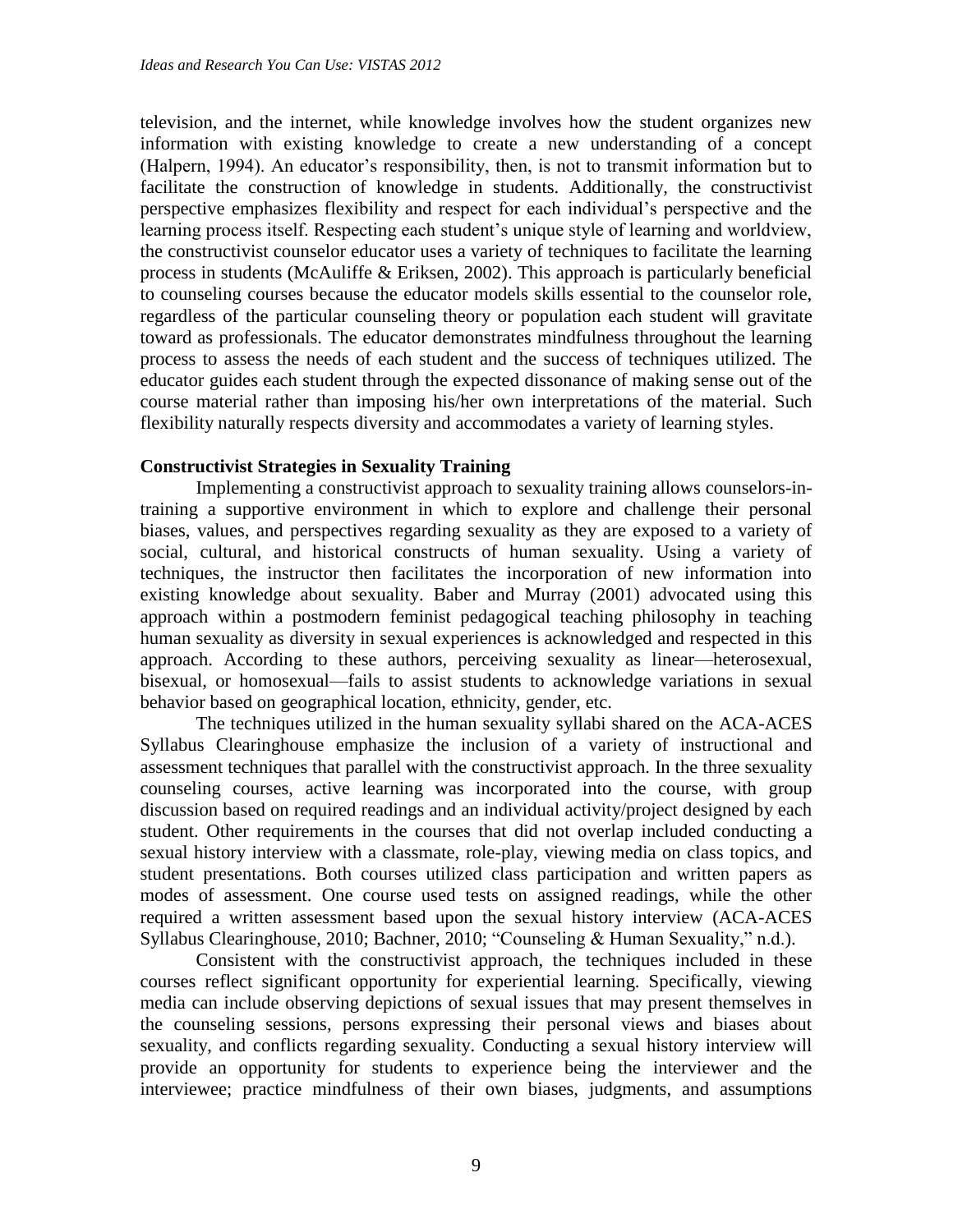television, and the internet, while knowledge involves how the student organizes new information with existing knowledge to create a new understanding of a concept (Halpern, 1994). An educator's responsibility, then, is not to transmit information but to facilitate the construction of knowledge in students. Additionally, the constructivist perspective emphasizes flexibility and respect for each individual's perspective and the learning process itself. Respecting each student's unique style of learning and worldview, the constructivist counselor educator uses a variety of techniques to facilitate the learning process in students (McAuliffe & Eriksen, 2002). This approach is particularly beneficial to counseling courses because the educator models skills essential to the counselor role, regardless of the particular counseling theory or population each student will gravitate toward as professionals. The educator demonstrates mindfulness throughout the learning process to assess the needs of each student and the success of techniques utilized. The educator guides each student through the expected dissonance of making sense out of the course material rather than imposing his/her own interpretations of the material. Such flexibility naturally respects diversity and accommodates a variety of learning styles.

**Constructivist Strategies in Sexuality Training**

Implementing a constructivist approach to sexuality training allows counselors-in-training a supportive environment in which to explore and challenge their personal biases, values, and perspectives regarding sexuality as they are exposed to a variety of social, cultural, and historical constructs of human sexuality. Using a variety of techniques, the instructor then facilitates the incorporation of new information into existing knowledge about sexuality. Baber and Murray (2001) advocated using this approach within a postmodern feminist pedagogical teaching philosophy in teaching human sexuality as diversity in sexual experiences is acknowledged and respected in this approach. According to these authors, perceiving sexuality as linear—heterosexual, bisexual, or homosexual—fails to assist students to acknowledge variations in sexual behavior based on geographical location, ethnicity, gender, etc.

The techniques utilized in the human sexuality syllabi shared on the ACA-ACES Syllabus Clearinghouse emphasize the inclusion of a variety of instructional and assessment techniques that parallel with the constructivist approach. In the three sexuality counseling courses, active learning was incorporated into the course, with group discussion based on required readings and an individual activity/project designed by each student. Other requirements in the courses that did not overlap included conducting a sexual history interview with a classmate, role-play, viewing media on class topics, and student presentations. Both courses utilized class participation and written papers as modes of assessment. One course used tests on assigned readings, while the other required a written assessment based upon the sexual history interview (ACA-ACES Syllabus Clearinghouse, 2010; Bachner, 2010; "Counseling & Human Sexuality," n.d.).

Consistent with the constructivist approach, the techniques included in these courses reflect significant opportunity for experiential learning. Specifically, viewing media can include observing depictions of sexual issues that may present themselves in the counseling sessions, persons expressing their personal views and biases about sexuality, and conflicts regarding sexuality. Conducting a sexual history interview will provide an opportunity for students to experience being the interviewer and the interviewee; practice mindfulness of their own biases, judgments, and assumptions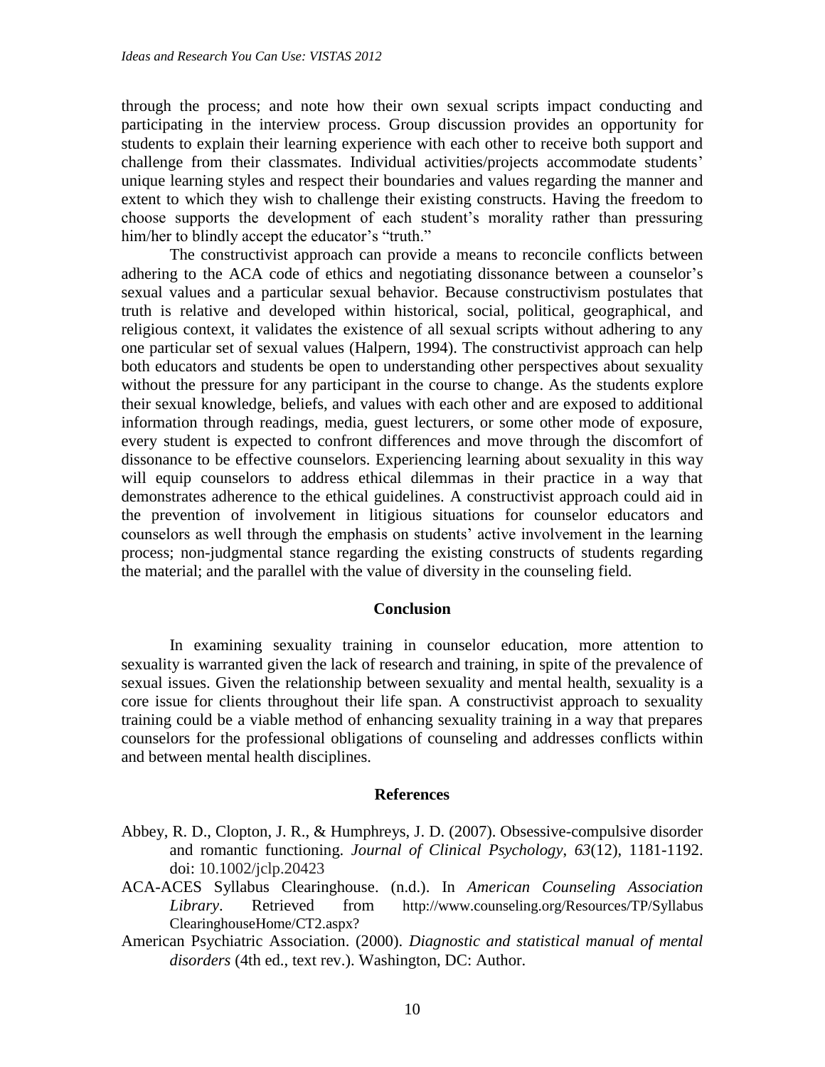through the process; and note how their own sexual scripts impact conducting and participating in the interview process. Group discussion provides an opportunity for students to explain their learning experience with each other to receive both support and challenge from their classmates. Individual activities/projects accommodate students' unique learning styles and respect their boundaries and values regarding the manner and extent to which they wish to challenge their existing constructs. Having the freedom to choose supports the development of each student's morality rather than pressuring him/her to blindly accept the educator's "truth."

The constructivist approach can provide a means to reconcile conflicts between adhering to the ACA code of ethics and negotiating dissonance between a counselor's sexual values and a particular sexual behavior. Because constructivism postulates that truth is relative and developed within historical, social, political, geographical, and religious context, it validates the existence of all sexual scripts without adhering to any one particular set of sexual values (Halpern, 1994). The constructivist approach can help both educators and students be open to understanding other perspectives about sexuality without the pressure for any participant in the course to change. As the students explore their sexual knowledge, beliefs, and values with each other and are exposed to additional information through readings, media, guest lecturers, or some other mode of exposure, every student is expected to confront differences and move through the discomfort of dissonance to be effective counselors. Experiencing learning about sexuality in this way will equip counselors to address ethical dilemmas in their practice in a way that demonstrates adherence to the ethical guidelines. A constructivist approach could aid in the prevention of involvement in litigious situations for counselor educators and counselors as well through the emphasis on students' active involvement in the learning process; non-judgmental stance regarding the existing constructs of students regarding the material; and the parallel with the value of diversity in the counseling field.

## Conclusion

In examining sexuality training in counselor education, more attention to sexuality is warranted given the lack of research and training, in spite of the prevalence of sexual issues. Given the relationship between sexuality and mental health, sexuality is a core issue for clients throughout their life span. A constructivist approach to sexuality training could be a viable method of enhancing sexuality training in a way that prepares counselors for the professional obligations of counseling and addresses conflicts within and between mental health disciplines.

## References

Abbey, R. D., Clopton, J. R., & Humphreys, J. D. (2007). Obsessive-compulsive disorder and romantic functioning. *Journal of Clinical Psychology*, *63*(12), 1181-1192. doi: 10.1002/jclp.20423

ACA-ACES Syllabus Clearinghouse. (n.d.). In *American Counseling Association Library*. Retrieved from http://www.counseling.org/Resources/TP/SyllabusClearinghouseHome/CT2.aspx?

American Psychiatric Association. (2000). *Diagnostic and statistical manual of mental disorders* (4th ed., text rev.). Washington, DC: Author.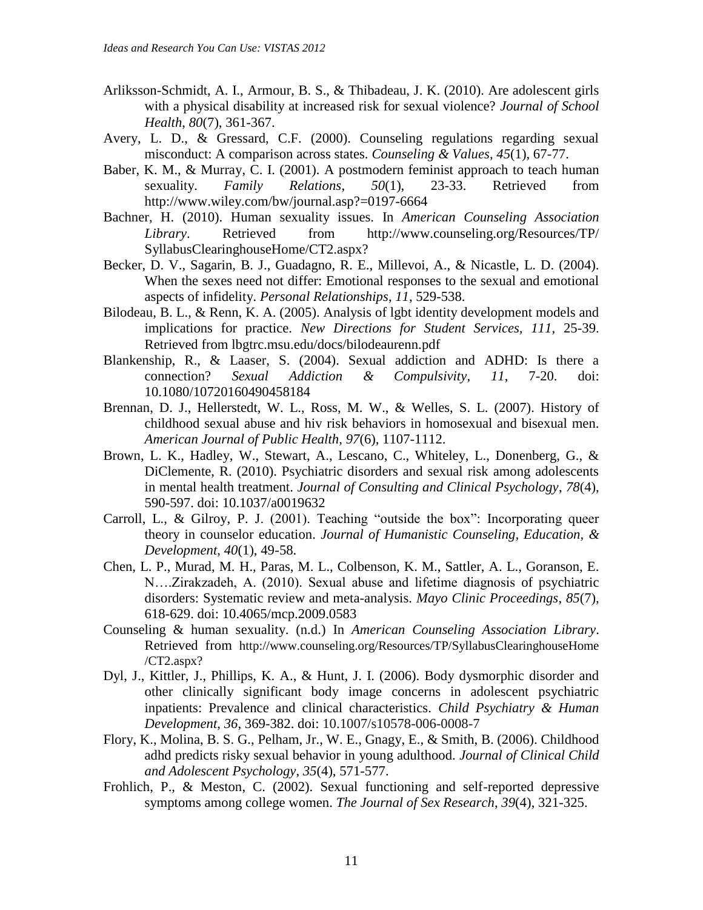Arliksson-Schmidt, A. I., Armour, B. S., & Thibadeau, J. K. (2010). Are adolescent girls with a physical disability at increased risk for sexual violence? *Journal of School Health*, *80*(7), 361-367.

Avery, L. D., & Gressard, C.F. (2000). Counseling regulations regarding sexual misconduct: A comparison across states. *Counseling & Values*, *45*(1), 67-77.

Baber, K. M., & Murray, C. I. (2001). A postmodern feminist approach to teach human sexuality. *Family Relations*, *50*(1), 23-33. Retrieved from http://www.wiley.com/bw/journal.asp?=0197-6664

Bachner, H. (2010). Human sexuality issues. In *American Counseling Association Library*. Retrieved from http://www.counseling.org/Resources/TP/SyllabusClearinghouseHome/CT2.aspx?

Becker, D. V., Sagarin, B. J., Guadagno, R. E., Millevoi, A., & Nicastle, L. D. (2004). When the sexes need not differ: Emotional responses to the sexual and emotional aspects of infidelity. *Personal Relationships*, *11*, 529-538.

Bilodeau, B. L., & Renn, K. A. (2005). Analysis of lgbt identity development models and implications for practice. *New Directions for Student Services*, *111*, 25-39. Retrieved from lbgtrc.msu.edu/docs/bilodeaurenn.pdf

Blankenship, R., & Laaser, S. (2004). Sexual addiction and ADHD: Is there a connection? *Sexual Addiction & Compulsivity*, *11*, 7-20. doi: 10.1080/10720160490458184

Brennan, D. J., Hellerstedt, W. L., Ross, M. W., & Welles, S. L. (2007). History of childhood sexual abuse and hiv risk behaviors in homosexual and bisexual men. *American Journal of Public Health*, *97*(6), 1107-1112.

Brown, L. K., Hadley, W., Stewart, A., Lescano, C., Whiteley, L., Donenberg, G., & DiClemente, R. (2010). Psychiatric disorders and sexual risk among adolescents in mental health treatment. *Journal of Consulting and Clinical Psychology*, *78*(4), 590-597. doi: 10.1037/a0019632

Carroll, L., & Gilroy, P. J. (2001). Teaching "outside the box": Incorporating queer theory in counselor education. *Journal of Humanistic Counseling, Education, & Development*, *40*(1), 49-58.

Chen, L. P., Murad, M. H., Paras, M. L., Colbenson, K. M., Sattler, A. L., Goranson, E. N….Zirakzadeh, A. (2010). Sexual abuse and lifetime diagnosis of psychiatric disorders: Systematic review and meta-analysis. *Mayo Clinic Proceedings*, *85*(7), 618-629. doi: 10.4065/mcp.2009.0583

Counseling & human sexuality. (n.d.) In *American Counseling Association Library*. Retrieved from http://www.counseling.org/Resources/TP/SyllabusClearinghouseHome/CT2.aspx?

Dyl, J., Kittler, J., Phillips, K. A., & Hunt, J. I. (2006). Body dysmorphic disorder and other clinically significant body image concerns in adolescent psychiatric inpatients: Prevalence and clinical characteristics. *Child Psychiatry & Human Development*, *36*, 369-382. doi: 10.1007/s10578-006-0008-7

Flory, K., Molina, B. S. G., Pelham, Jr., W. E., Gnagy, E., & Smith, B. (2006). Childhood adhd predicts risky sexual behavior in young adulthood. *Journal of Clinical Child and Adolescent Psychology*, *35*(4), 571-577.

Frohlich, P., & Meston, C. (2002). Sexual functioning and self-reported depressive symptoms among college women. *The Journal of Sex Research*, *39*(4), 321-325.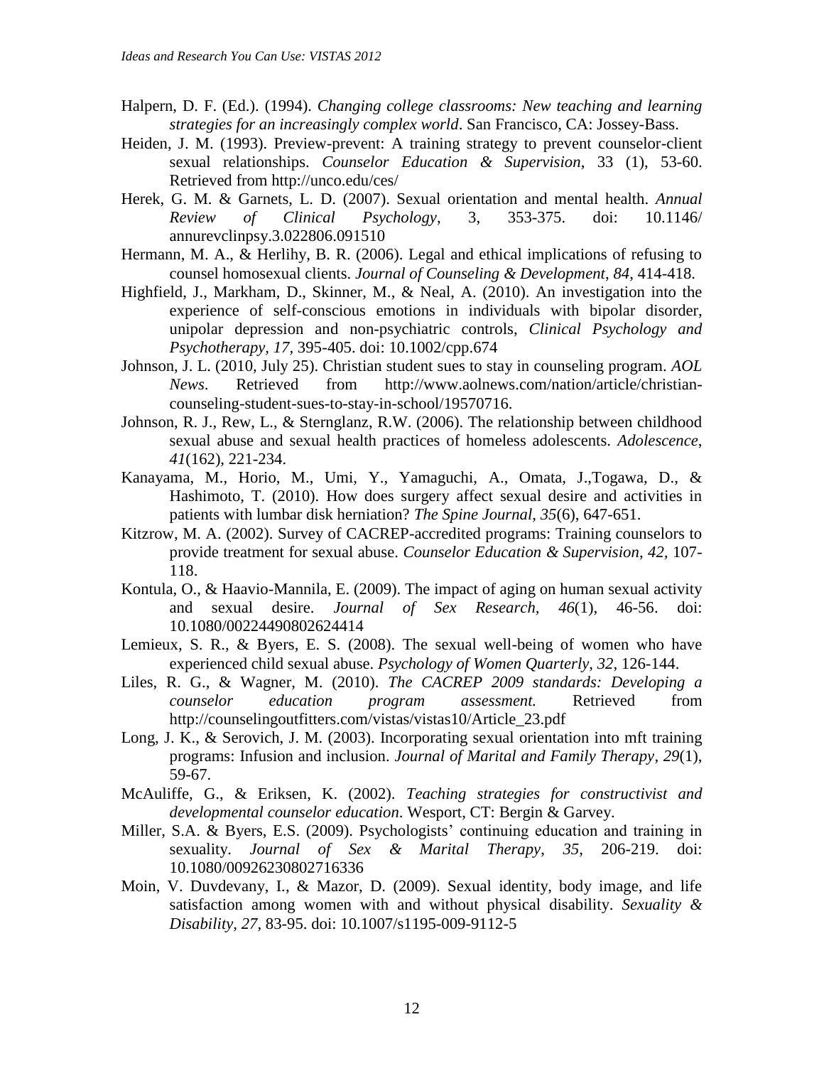Halpern, D. F. (Ed.). (1994). *Changing college classrooms: New teaching and learning strategies for an increasingly complex world*. San Francisco, CA: Jossey-Bass.

Heiden, J. M. (1993). Preview-prevent: A training strategy to prevent counselor-client sexual relationships. *Counselor Education & Supervision*, 33 (1), 53-60. Retrieved from http://unco.edu/ces/

Herek, G. M. & Garnets, L. D. (2007). Sexual orientation and mental health. *Annual Review of Clinical Psychology*, 3, 353-375. doi: 10.1146/ annurevclinpsy.3.022806.091510

Hermann, M. A., & Herlihy, B. R. (2006). Legal and ethical implications of refusing to counsel homosexual clients. *Journal of Counseling & Development, 84*, 414-418.

Highfield, J., Markham, D., Skinner, M., & Neal, A. (2010). An investigation into the experience of self-conscious emotions in individuals with bipolar disorder, unipolar depression and non-psychiatric controls, *Clinical Psychology and Psychotherapy, 17*, 395-405. doi: 10.1002/cpp.674

Johnson, J. L. (2010, July 25). Christian student sues to stay in counseling program. *AOL News*. Retrieved from http://www.aolnews.com/nation/article/christian-counseling-student-sues-to-stay-in-school/19570716.

Johnson, R. J., Rew, L., & Sternglanz, R.W. (2006). The relationship between childhood sexual abuse and sexual health practices of homeless adolescents. *Adolescence*, *41*(162), 221-234.

Kanayama, M., Horio, M., Umi, Y., Yamaguchi, A., Omata, J.,Togawa, D., & Hashimoto, T. (2010). How does surgery affect sexual desire and activities in patients with lumbar disk herniation? *The Spine Journal*, *35*(6), 647-651.

Kitzrow, M. A. (2002). Survey of CACREP-accredited programs: Training counselors to provide treatment for sexual abuse. *Counselor Education & Supervision*, *42*, 107-118.

Kontula, O., & Haavio-Mannila, E. (2009). The impact of aging on human sexual activity and sexual desire. *Journal of Sex Research*, *46*(1), 46-56. doi: 10.1080/00224490802624414

Lemieux, S. R., & Byers, E. S. (2008). The sexual well-being of women who have experienced child sexual abuse. *Psychology of Women Quarterly*, *32*, 126-144.

Liles, R. G., & Wagner, M. (2010). *The CACREP 2009 standards: Developing a counselor education program assessment.* Retrieved from http://counselingoutfitters.com/vistas/vistas10/Article_23.pdf

Long, J. K., & Serovich, J. M. (2003). Incorporating sexual orientation into mft training programs: Infusion and inclusion. *Journal of Marital and Family Therapy*, *29*(1), 59-67.

McAuliffe, G., & Eriksen, K. (2002). *Teaching strategies for constructivist and developmental counselor education*. Wesport, CT: Bergin & Garvey.

Miller, S.A. & Byers, E.S. (2009). Psychologists' continuing education and training in sexuality. *Journal of Sex & Marital Therapy*, *35*, 206-219. doi: 10.1080/00926230802716336

Moin, V. Duvdevany, I., & Mazor, D. (2009). Sexual identity, body image, and life satisfaction among women with and without physical disability. *Sexuality & Disability*, *27*, 83-95. doi: 10.1007/s1195-009-9112-5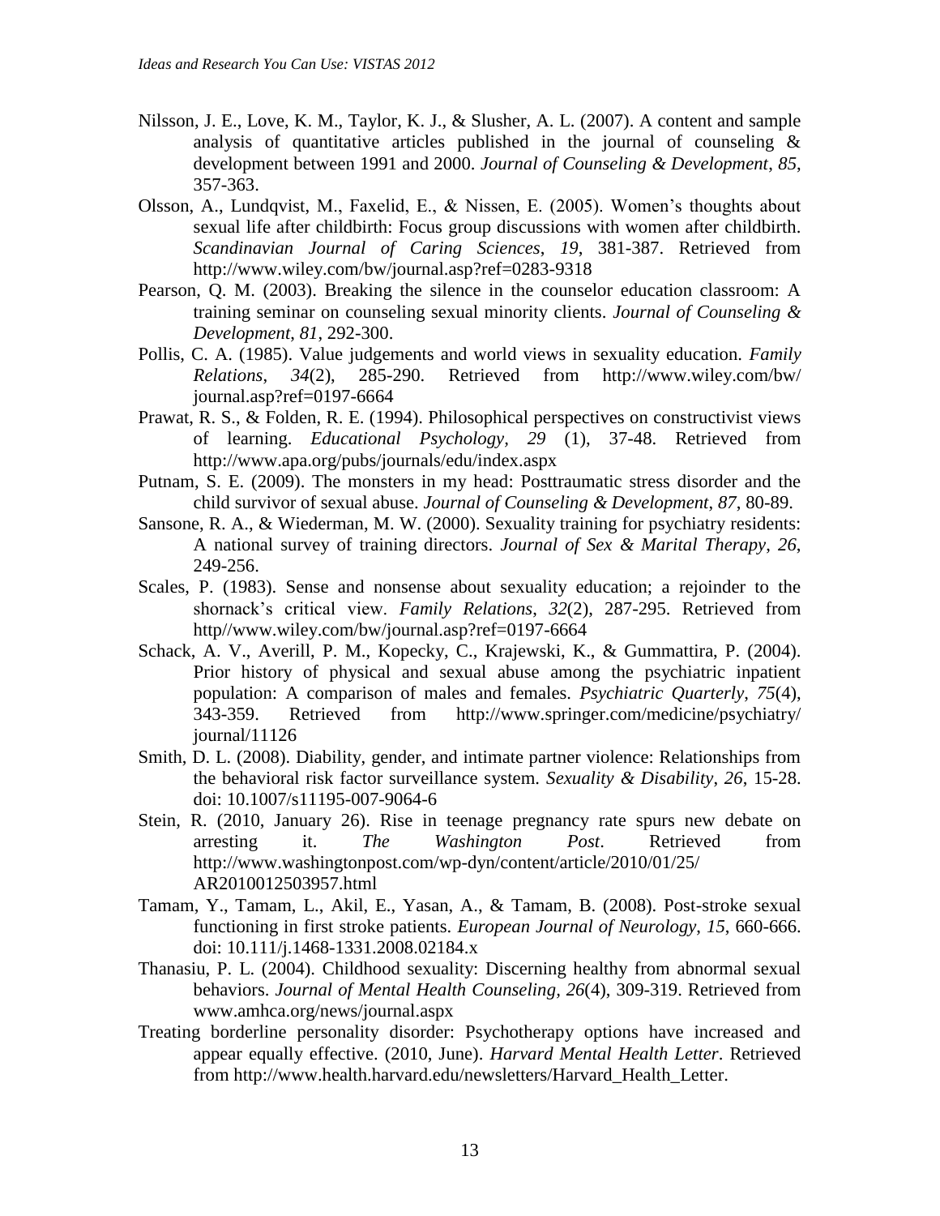Nilsson, J. E., Love, K. M., Taylor, K. J., & Slusher, A. L. (2007). A content and sample analysis of quantitative articles published in the journal of counseling & development between 1991 and 2000. *Journal of Counseling & Development*, *85*, 357-363.

Olsson, A., Lundqvist, M., Faxelid, E., & Nissen, E. (2005). Women's thoughts about sexual life after childbirth: Focus group discussions with women after childbirth. *Scandinavian Journal of Caring Sciences*, *19*, 381-387. Retrieved from http://www.wiley.com/bw/journal.asp?ref=0283-9318

Pearson, Q. M. (2003). Breaking the silence in the counselor education classroom: A training seminar on counseling sexual minority clients. *Journal of Counseling & Development*, *81*, 292-300.

Pollis, C. A. (1985). Value judgements and world views in sexuality education. *Family Relations*, *34*(2), 285-290. Retrieved from http://www.wiley.com/bw/ journal.asp?ref=0197-6664

Prawat, R. S., & Folden, R. E. (1994). Philosophical perspectives on constructivist views of learning. *Educational Psychology*, *29* (1), 37-48. Retrieved from http://www.apa.org/pubs/journals/edu/index.aspx

Putnam, S. E. (2009). The monsters in my head: Posttraumatic stress disorder and the child survivor of sexual abuse. *Journal of Counseling & Development*, *87*, 80-89.

Sansone, R. A., & Wiederman, M. W. (2000). Sexuality training for psychiatry residents: A national survey of training directors. *Journal of Sex & Marital Therapy*, *26*, 249-256.

Scales, P. (1983). Sense and nonsense about sexuality education; a rejoinder to the shornack's critical view. *Family Relations*, *32*(2), 287-295. Retrieved from http//www.wiley.com/bw/journal.asp?ref=0197-6664

Schack, A. V., Averill, P. M., Kopecky, C., Krajewski, K., & Gummattira, P. (2004). Prior history of physical and sexual abuse among the psychiatric inpatient population: A comparison of males and females. *Psychiatric Quarterly*, *75*(4), 343-359. Retrieved from http://www.springer.com/medicine/psychiatry/ journal/11126

Smith, D. L. (2008). Diability, gender, and intimate partner violence: Relationships from the behavioral risk factor surveillance system. *Sexuality & Disability*, *26*, 15-28. doi: 10.1007/s11195-007-9064-6

Stein, R. (2010, January 26). Rise in teenage pregnancy rate spurs new debate on arresting it. *The Washington Post*. Retrieved from http://www.washingtonpost.com/wp-dyn/content/article/2010/01/25/ AR2010012503957.html

Tamam, Y., Tamam, L., Akil, E., Yasan, A., & Tamam, B. (2008). Post-stroke sexual functioning in first stroke patients. *European Journal of Neurology*, *15*, 660-666. doi: 10.111/j.1468-1331.2008.02184.x

Thanasiu, P. L. (2004). Childhood sexuality: Discerning healthy from abnormal sexual behaviors. *Journal of Mental Health Counseling*, *26*(4), 309-319. Retrieved from www.amhca.org/news/journal.aspx

Treating borderline personality disorder: Psychotherapy options have increased and appear equally effective. (2010, June). *Harvard Mental Health Letter*. Retrieved from http://www.health.harvard.edu/newsletters/Harvard_Health_Letter.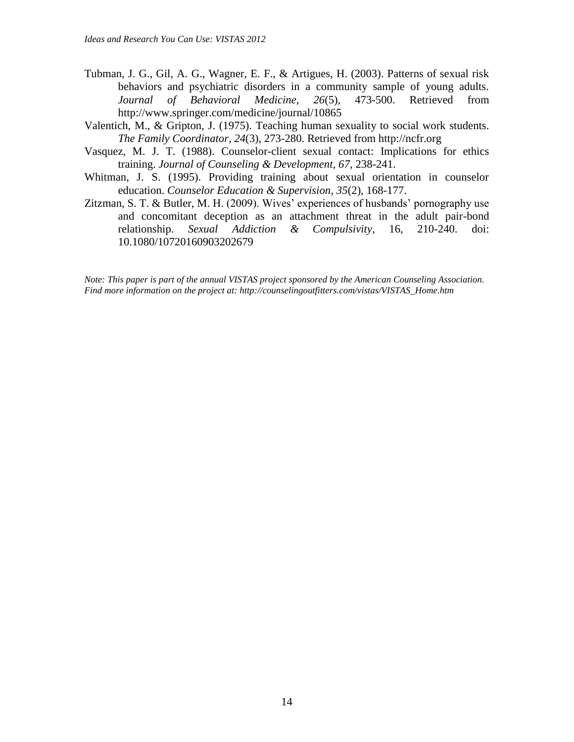Tubman, J. G., Gil, A. G., Wagner, E. F., & Artigues, H. (2003). Patterns of sexual risk behaviors and psychiatric disorders in a community sample of young adults. *Journal of Behavioral Medicine*, *26*(5), 473-500. Retrieved from http://www.springer.com/medicine/journal/10865

Valentich, M., & Gripton, J. (1975). Teaching human sexuality to social work students. *The Family Coordinator*, *24*(3), 273-280. Retrieved from http://ncfr.org

Vasquez, M. J. T. (1988). Counselor-client sexual contact: Implications for ethics training. *Journal of Counseling & Development*, *67*, 238-241.

Whitman, J. S. (1995). Providing training about sexual orientation in counselor education. *Counselor Education & Supervision*, *35*(2), 168-177.

Zitzman, S. T. & Butler, M. H. (2009). Wives' experiences of husbands' pornography use and concomitant deception as an attachment threat in the adult pair-bond relationship. *Sexual Addiction & Compulsivity*, 16, 210-240. doi: 10.1080/10720160903202679

*Note: This paper is part of the annual VISTAS project sponsored by the American Counseling Association. Find more information on the project at: http://counselingoutfitters.com/vistas/VISTAS_Home.htm*